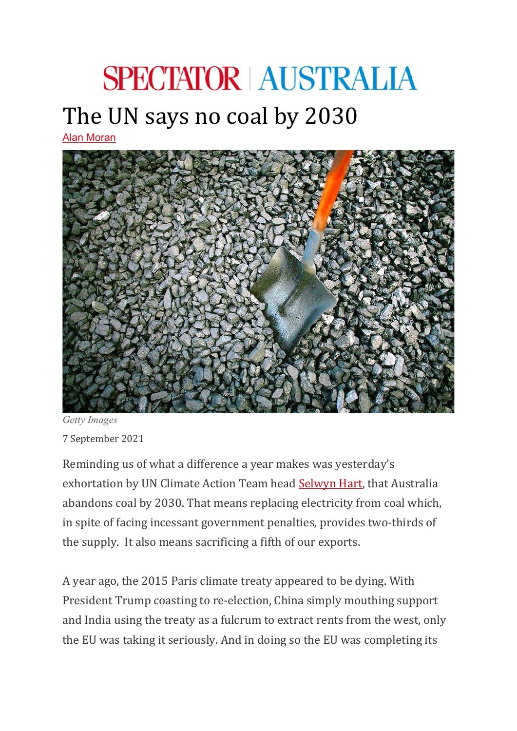# The UN says no coal by 2030

Alan Moran

Getty Images

7 September 2021

Reminding us of what a difference a year makes was yesterday's exhortation by UN Climate Action Team head Selwyn Hart, that Australia abandons coal by 2030. That means replacing electricity from coal which, in spite of facing incessant government penalties, provides two-thirds of the supply. It also means sacrificing a fifth of our exports.

A year ago, the 2015 Paris climate treaty appeared to be dying. With President Trump coasting to re-election, China simply mouthing support and India using the treaty as a fulcrum to extract rents from the west, only the EU was taking it seriously. And in doing so the EU was completing its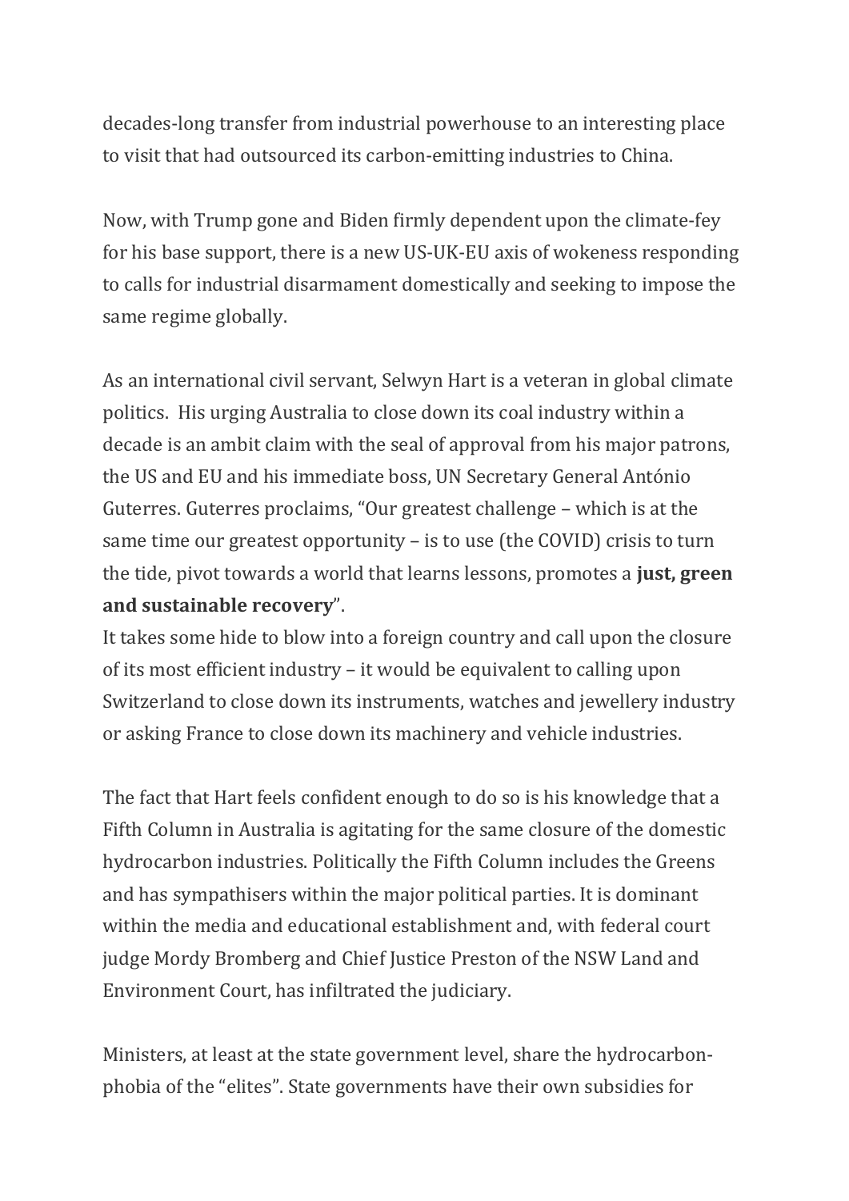decades-long transfer from industrial powerhouse to an interesting place to visit that had outsourced its carbon-emitting industries to China.

Now, with Trump gone and Biden firmly dependent upon the climate-fey for his base support, there is a new US-UK-EU axis of wokeness responding to calls for industrial disarmament domestically and seeking to impose the same regime globally.

As an international civil servant, Selwyn Hart is a veteran in global climate politics. His urging Australia to close down its coal industry within a decade is an ambit claim with the seal of approval from his major patrons, the US and EU and his immediate boss, UN Secretary General António Guterres. Guterres proclaims, "Our greatest challenge – which is at the same time our greatest opportunity – is to use (the COVID) crisis to turn the tide, pivot towards a world that learns lessons, promotes a **just, green and sustainable recovery**".

It takes some hide to blow into a foreign country and call upon the closure of its most efficient industry – it would be equivalent to calling upon Switzerland to close down its instruments, watches and jewellery industry or asking France to close down its machinery and vehicle industries.

The fact that Hart feels confident enough to do so is his knowledge that a Fifth Column in Australia is agitating for the same closure of the domestic hydrocarbon industries. Politically the Fifth Column includes the Greens and has sympathisers within the major political parties. It is dominant within the media and educational establishment and, with federal court judge Mordy Bromberg and Chief Justice Preston of the NSW Land and Environment Court, has infiltrated the judiciary.

Ministers, at least at the state government level, share the hydrocarbon-phobia of the "elites". State governments have their own subsidies for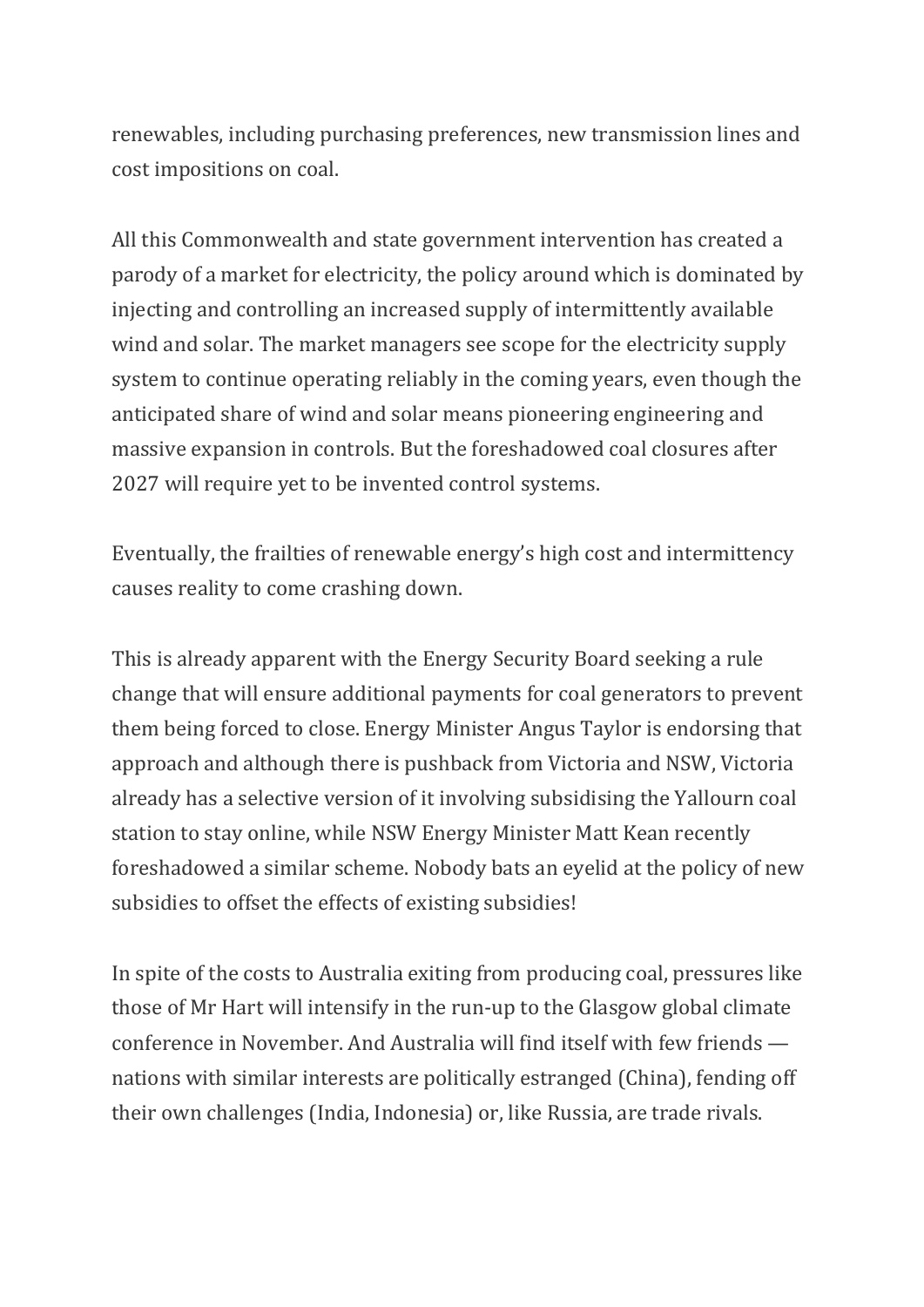renewables, including purchasing preferences, new transmission lines and cost impositions on coal.

All this Commonwealth and state government intervention has created a parody of a market for electricity, the policy around which is dominated by injecting and controlling an increased supply of intermittently available wind and solar. The market managers see scope for the electricity supply system to continue operating reliably in the coming years, even though the anticipated share of wind and solar means pioneering engineering and massive expansion in controls. But the foreshadowed coal closures after 2027 will require yet to be invented control systems.

Eventually, the frailties of renewable energy's high cost and intermittency causes reality to come crashing down.

This is already apparent with the Energy Security Board seeking a rule change that will ensure additional payments for coal generators to prevent them being forced to close. Energy Minister Angus Taylor is endorsing that approach and although there is pushback from Victoria and NSW, Victoria already has a selective version of it involving subsidising the Yallourn coal station to stay online, while NSW Energy Minister Matt Kean recently foreshadowed a similar scheme. Nobody bats an eyelid at the policy of new subsidies to offset the effects of existing subsidies!

In spite of the costs to Australia exiting from producing coal, pressures like those of Mr Hart will intensify in the run-up to the Glasgow global climate conference in November. And Australia will find itself with few friends — nations with similar interests are politically estranged (China), fending off their own challenges (India, Indonesia) or, like Russia, are trade rivals.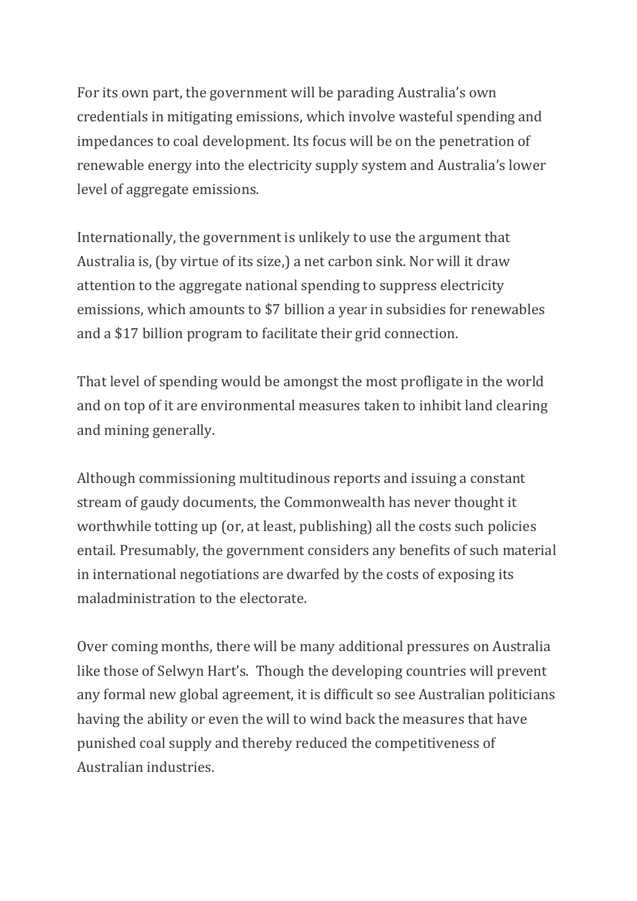For its own part, the government will be parading Australia's own credentials in mitigating emissions, which involve wasteful spending and impedances to coal development. Its focus will be on the penetration of renewable energy into the electricity supply system and Australia's lower level of aggregate emissions.

Internationally, the government is unlikely to use the argument that Australia is, (by virtue of its size,) a net carbon sink. Nor will it draw attention to the aggregate national spending to suppress electricity emissions, which amounts to $7 billion a year in subsidies for renewables and a $17 billion program to facilitate their grid connection.

That level of spending would be amongst the most profligate in the world and on top of it are environmental measures taken to inhibit land clearing and mining generally.

Although commissioning multitudinous reports and issuing a constant stream of gaudy documents, the Commonwealth has never thought it worthwhile totting up (or, at least, publishing) all the costs such policies entail. Presumably, the government considers any benefits of such material in international negotiations are dwarfed by the costs of exposing its maladministration to the electorate.

Over coming months, there will be many additional pressures on Australia like those of Selwyn Hart's.  Though the developing countries will prevent any formal new global agreement, it is difficult so see Australian politicians having the ability or even the will to wind back the measures that have punished coal supply and thereby reduced the competitiveness of Australian industries.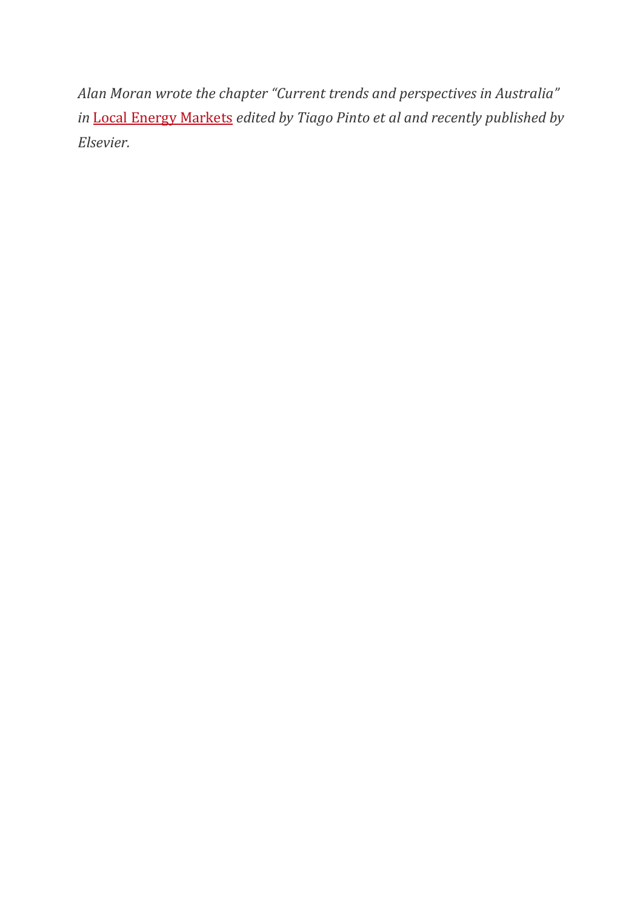*Alan Moran wrote the chapter "Current trends and perspectives in Australia" in* Local Energy Markets *edited by Tiago Pinto et al and recently published by Elsevier.*